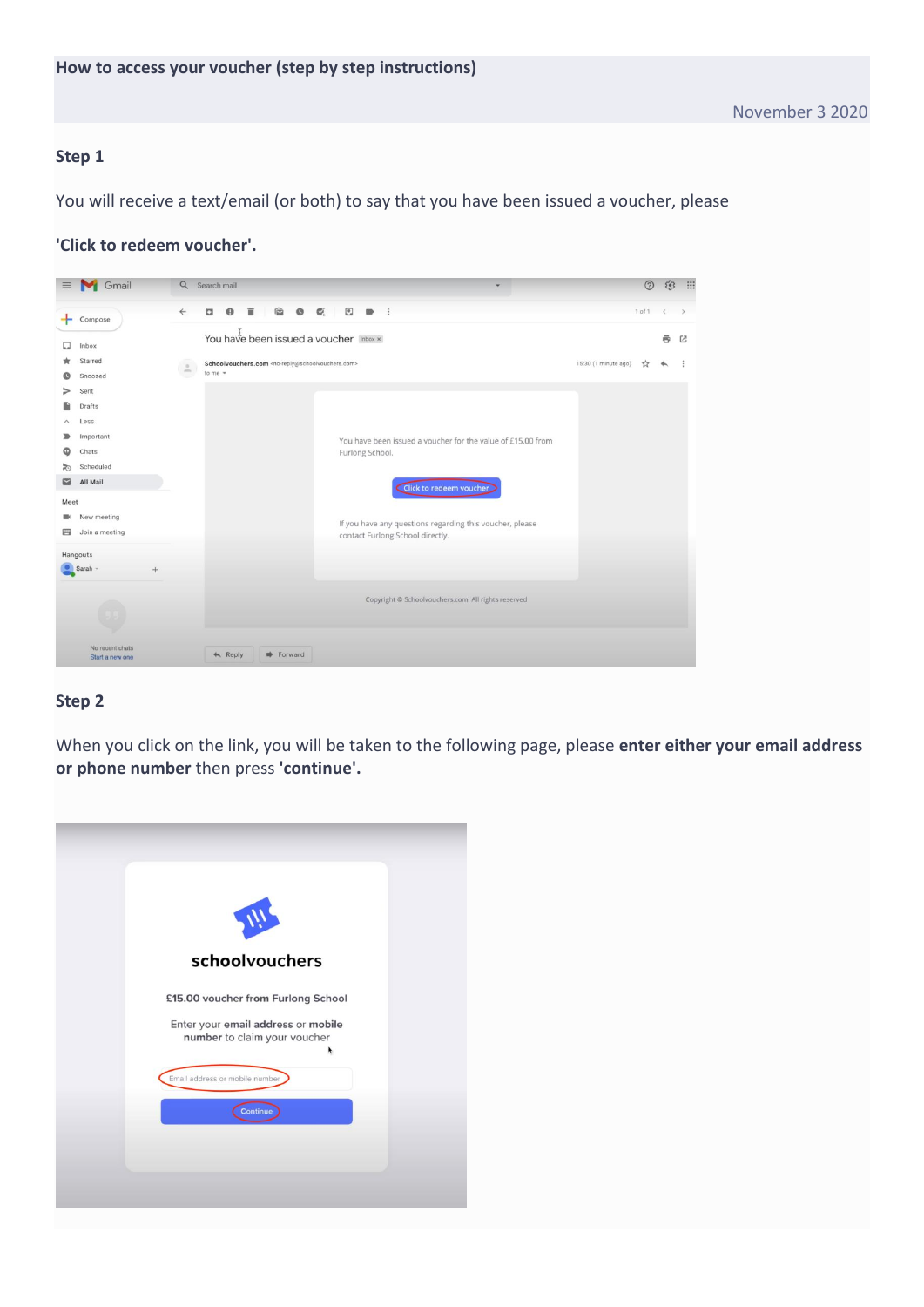# How to access your voucher (step by step instructions)

November 3 2020

## Step 1

You will receive a text/email (or both) to say that you have been issued a voucher, please

**'Click to redeem voucher'.**

## Step 2

When you click on the link, you will be taken to the following page, please **enter either your email address or phone number** then press **'continue'.**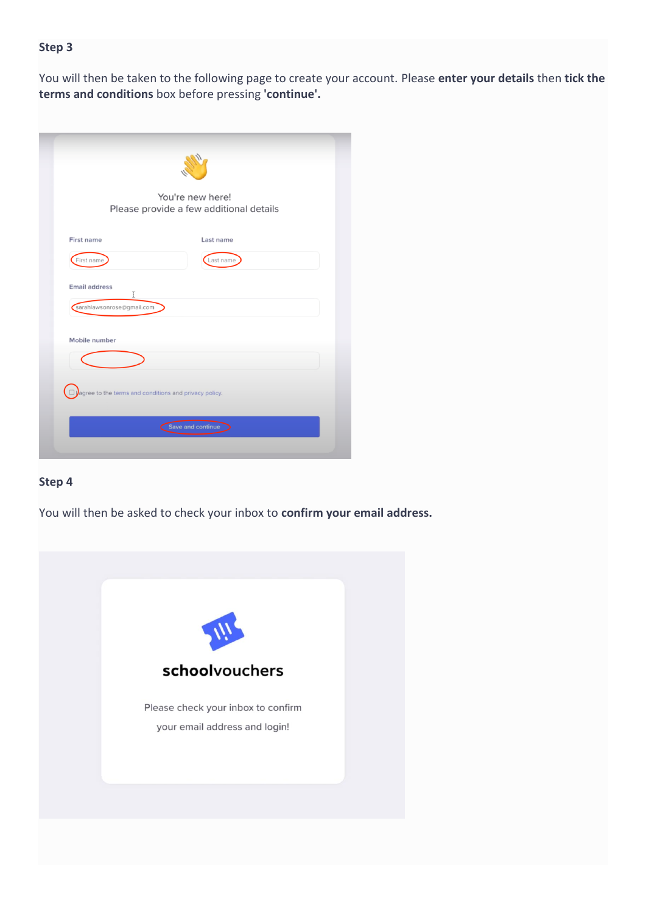**Step 3**

You will then be taken to the following page to create your account. Please **enter your details** then **tick the terms and conditions** box before pressing **'continue'.**

**Step 4**

You will then be asked to check your inbox to **confirm your email address.**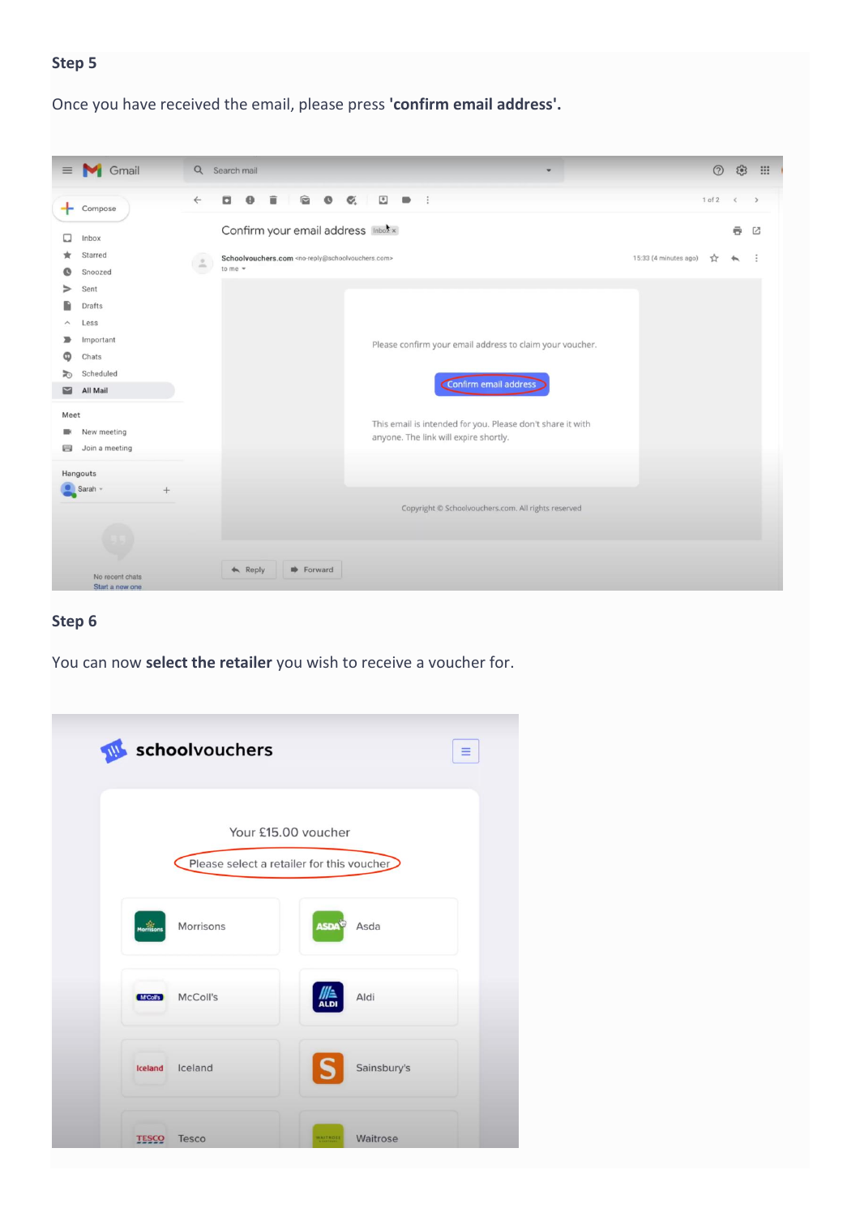## Step 5

Once you have received the email, please press **'confirm email address'.**

## Step 6

You can now **select the retailer** you wish to receive a voucher for.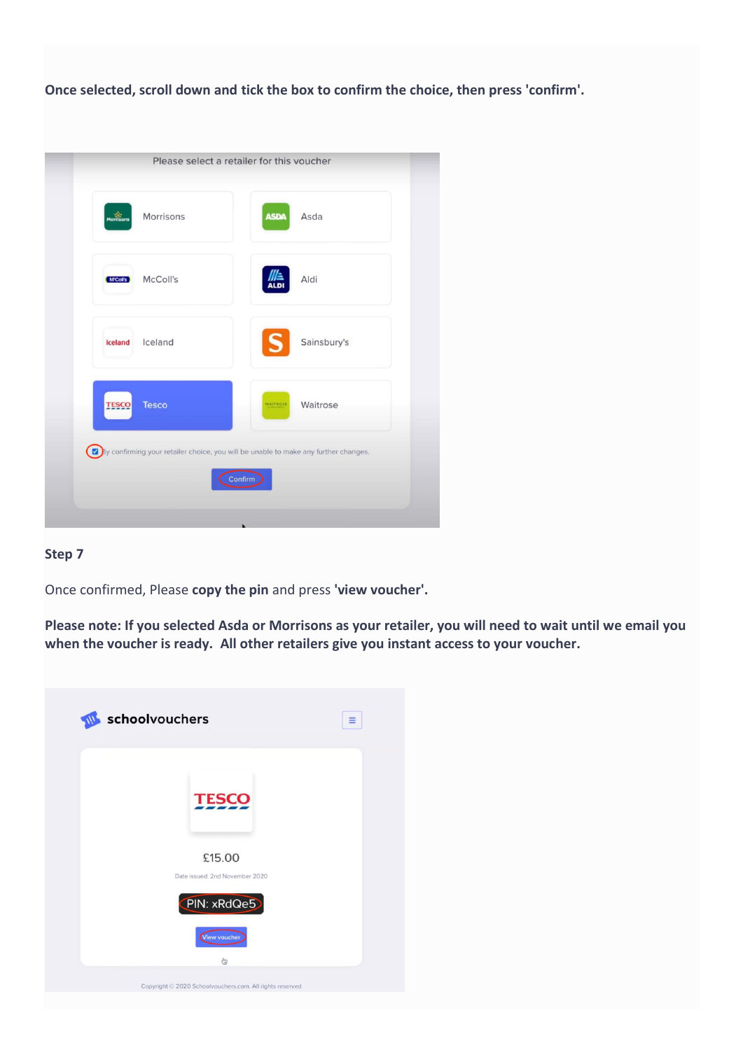**Once selected, scroll down and tick the box to confirm the choice, then press 'confirm'.**

**Step 7**

Once confirmed, Please **copy the pin** and press **'view voucher'.**

**Please note: If you selected Asda or Morrisons as your retailer, you will need to wait until we email you when the voucher is ready. All other retailers give you instant access to your voucher.**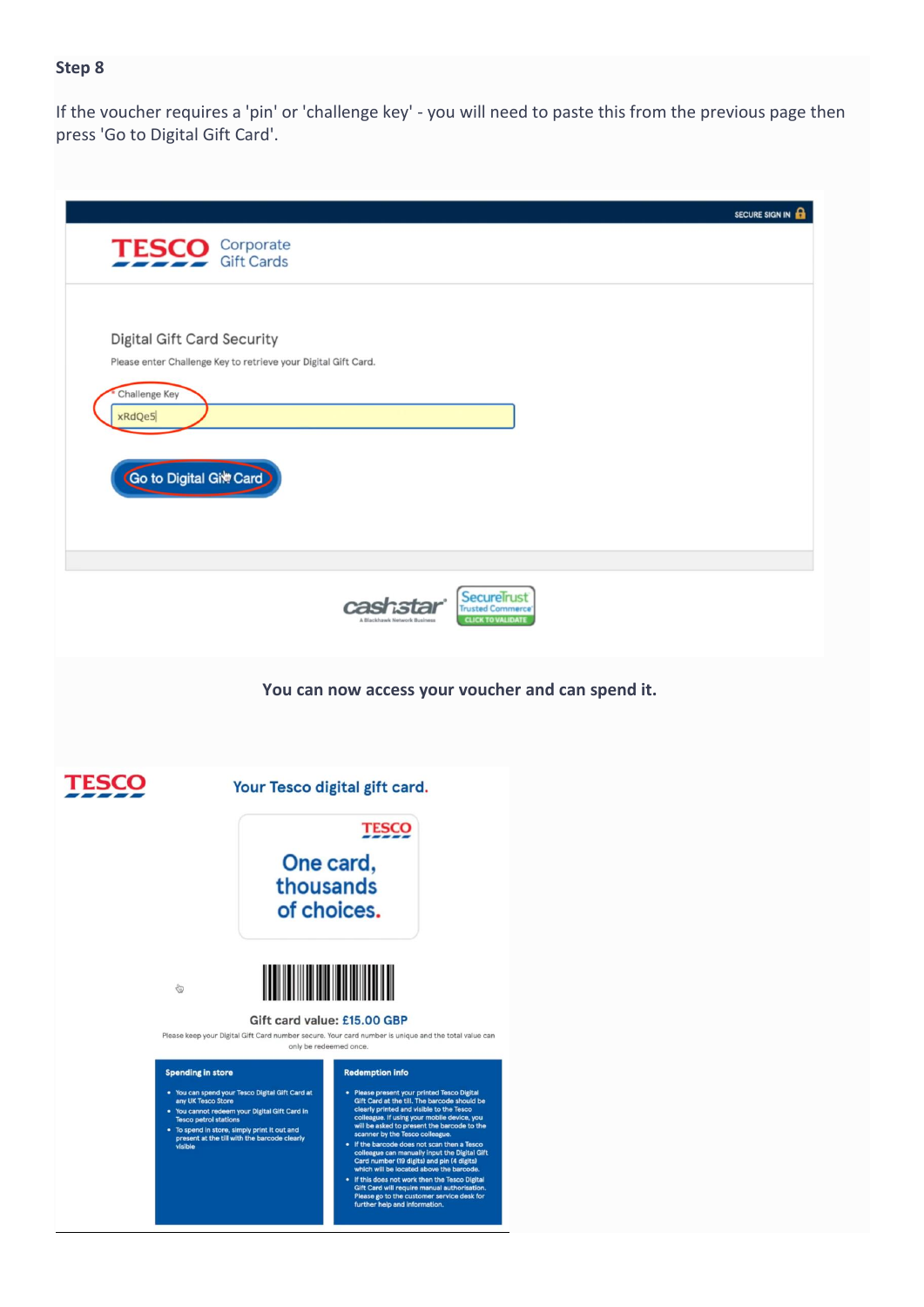**Step 8**

If the voucher requires a 'pin' or 'challenge key' - you will need to paste this from the previous page then press 'Go to Digital Gift Card'.

SECURE SIGN IN

TESCO Corporate Gift Cards

Digital Gift Card Security

Please enter Challenge Key to retrieve your Digital Gift Card.

* Challenge Key

xRdQe5

Go to Digital Gift Card

cashstar A Blackhawk Network Business

SecureTrust Trusted Commerce CLICK TO VALIDATE

**You can now access your voucher and can spend it.**

TESCO

Your Tesco digital gift card.

TESCO

One card, thousands of choices.

Gift card value: £15.00 GBP

Please keep your Digital Gift Card number secure. Your card number is unique and the total value can only be redeemed once.

**Spending in store**

- You can spend your Tesco Digital Gift Card at any UK Tesco Store
- You cannot redeem your Digital Gift Card in Tesco petrol stations
- To spend in store, simply print it out and present at the till with the barcode clearly visible

**Redemption info**

- Please present your printed Tesco Digital Gift Card at the till. The barcode should be clearly printed and visible to the Tesco colleague. If using your mobile device, you will be asked to present the barcode to the scanner by the Tesco colleague.
- If the barcode does not scan then a Tesco colleague can manually input the Digital Gift Card number (19 digits) and pin (4 digits) which will be located above the barcode.
- If this does not work then the Tesco Digital Gift Card will require manual authorisation. Please go to the customer service desk for further help and information.